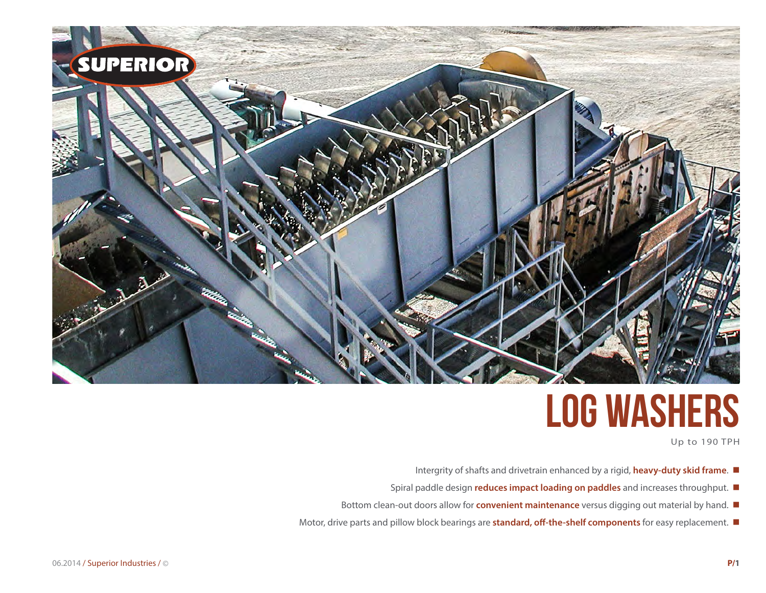# LOG WASHERS

Up to 190 TPH

- Intergrity of shafts and drivetrain enhanced by a rigid, **heavy-duty skid frame**.
- Spiral paddle design **reduces impact loading on paddles** and increases throughput.
- Bottom clean-out doors allow for **convenient maintenance** versus digging out material by hand.
- Motor, drive parts and pillow block bearings are **standard, off-the-shelf components** for easy replacement.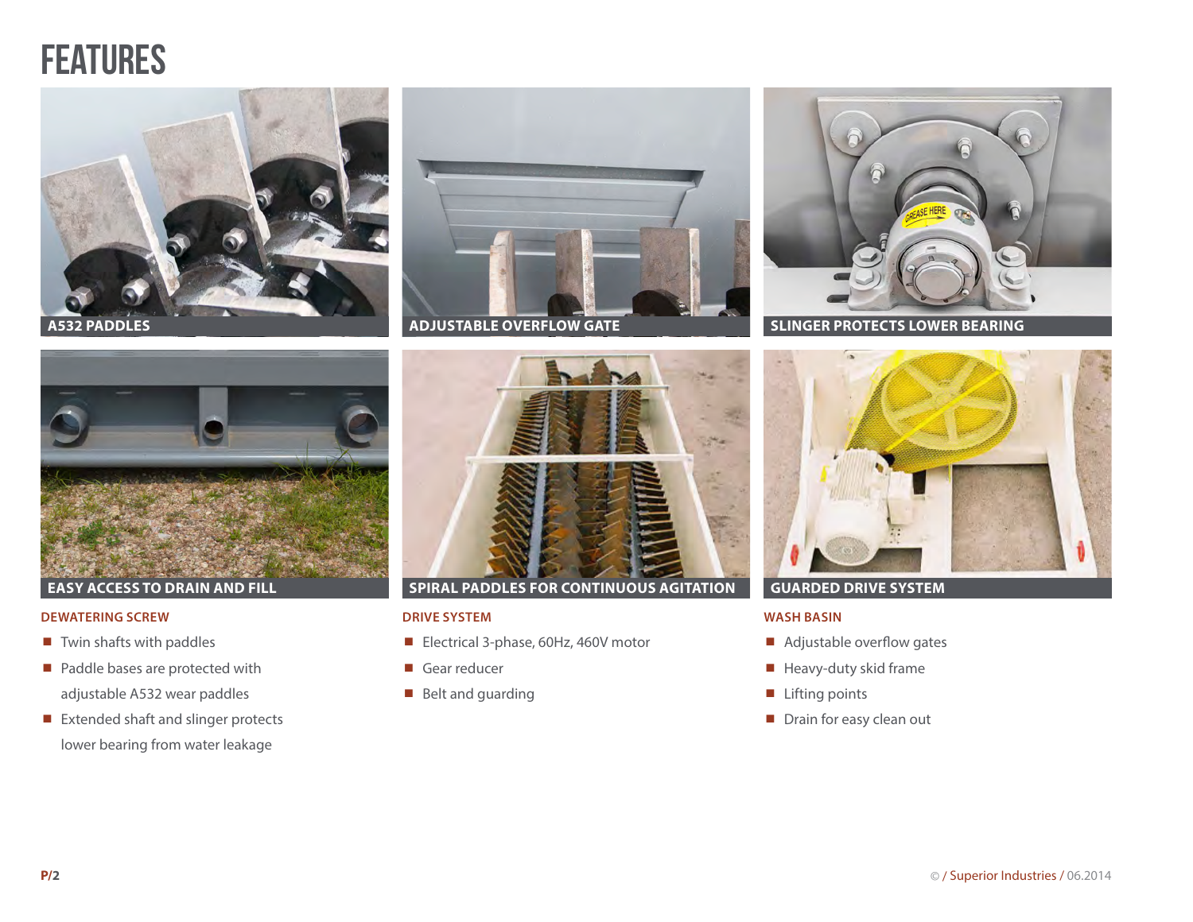# FEATURES

A532 PADDLES

ADJUSTABLE OVERFLOW GATE

SLINGER PROTECTS LOWER BEARING

EASY ACCESS TO DRAIN AND FILL

SPIRAL PADDLES FOR CONTINUOUS AGITATION

GUARDED DRIVE SYSTEM

### DEWATERING SCREW

- Twin shafts with paddles
- Paddle bases are protected with adjustable A532 wear paddles
- Extended shaft and slinger protects lower bearing from water leakage

### DRIVE SYSTEM

- Electrical 3-phase, 60Hz, 460V motor
- Gear reducer
- Belt and guarding

### WASH BASIN

- Adjustable overflow gates
- Heavy-duty skid frame
- Lifting points
- Drain for easy clean out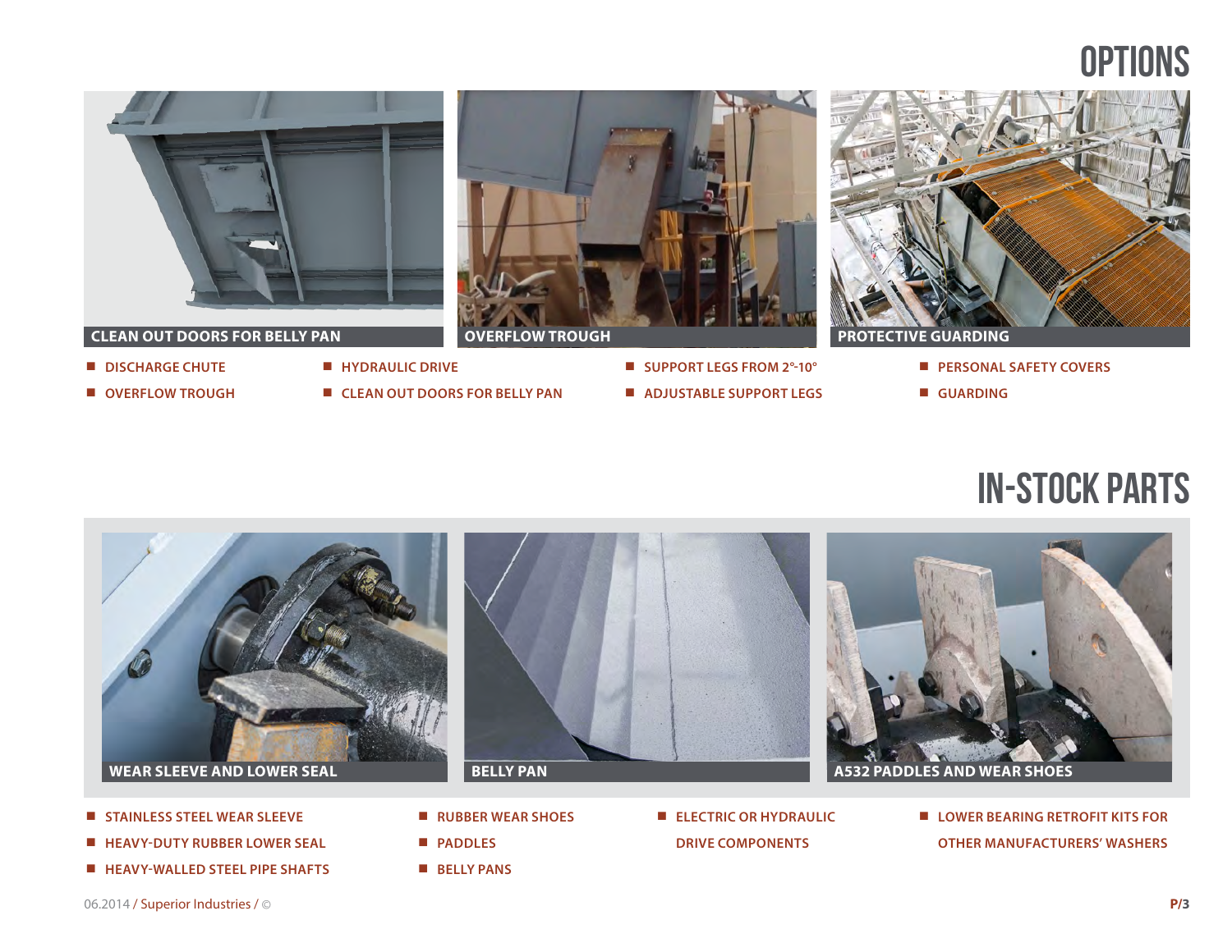# OPTIONS

CLEAN OUT DOORS FOR BELLY PAN

OVERFLOW TROUGH

PROTECTIVE GUARDING

- DISCHARGE CHUTE
- OVERFLOW TROUGH
- HYDRAULIC DRIVE
- CLEAN OUT DOORS FOR BELLY PAN
- SUPPORT LEGS FROM 2°-10°
- ADJUSTABLE SUPPORT LEGS
- PERSONAL SAFETY COVERS
- GUARDING

# IN-STOCK PARTS

WEAR SLEEVE AND LOWER SEAL

BELLY PAN

A532 PADDLES AND WEAR SHOES

- STAINLESS STEEL WEAR SLEEVE
- HEAVY-DUTY RUBBER LOWER SEAL
- HEAVY-WALLED STEEL PIPE SHAFTS
- RUBBER WEAR SHOES
- PADDLES
- BELLY PANS
- ELECTRIC OR HYDRAULIC DRIVE COMPONENTS
- LOWER BEARING RETROFIT KITS FOR OTHER MANUFACTURERS' WASHERS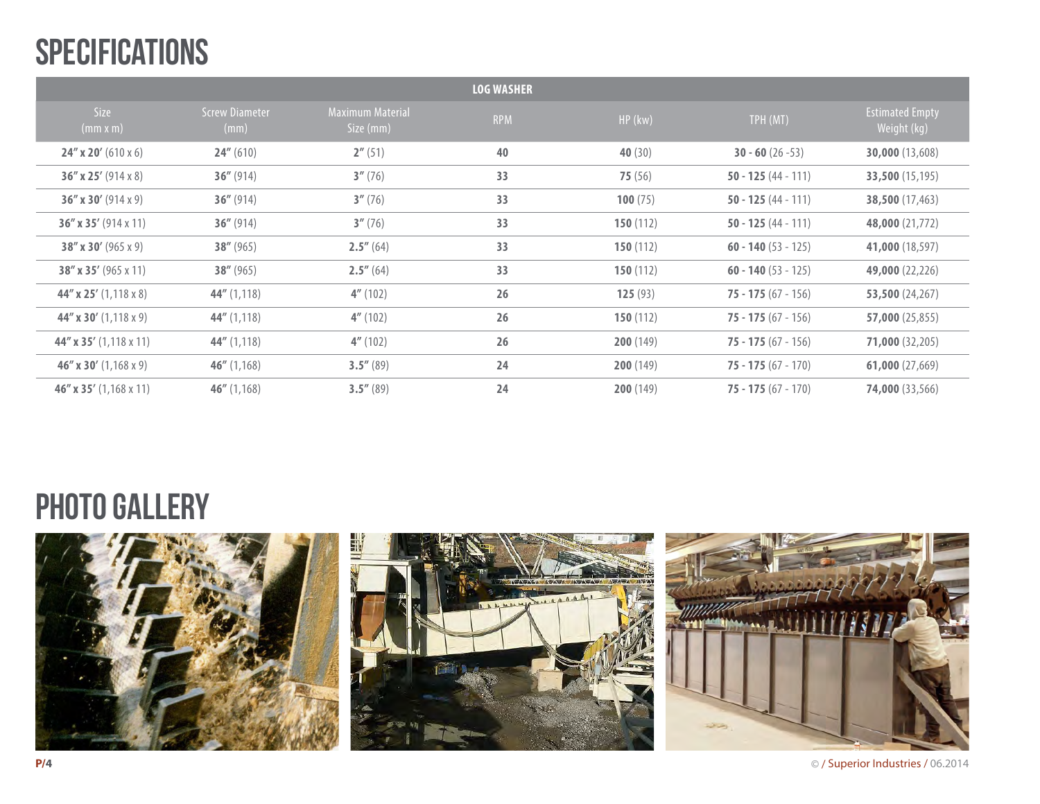# SPECIFICATIONS

| LOG WASHER | | | | | | |
|---|---|---|---|---|---|---|
| Size (mm x m) | Screw Diameter (mm) | Maximum Material Size (mm) | RPM | HP (kw) | TPH (MT) | Estimated Empty Weight (kg) |
| **24″ x 20′** (610 x 6) | **24″** (610) | **2″** (51) | **40** | **40** (30) | **30 - 60** (26 -53) | **30,000** (13,608) |
| **36″ x 25′** (914 x 8) | **36″** (914) | **3″** (76) | **33** | **75** (56) | **50 - 125** (44 - 111) | **33,500** (15,195) |
| **36″ x 30′** (914 x 9) | **36″** (914) | **3″** (76) | **33** | **100** (75) | **50 - 125** (44 - 111) | **38,500** (17,463) |
| **36″ x 35′** (914 x 11) | **36″** (914) | **3″** (76) | **33** | **150** (112) | **50 - 125** (44 - 111) | **48,000** (21,772) |
| **38″ x 30′** (965 x 9) | **38″** (965) | **2.5″** (64) | **33** | **150** (112) | **60 - 140** (53 - 125) | **41,000** (18,597) |
| **38″ x 35′** (965 x 11) | **38″** (965) | **2.5″** (64) | **33** | **150** (112) | **60 - 140** (53 - 125) | **49,000** (22,226) |
| **44″ x 25′** (1,118 x 8) | **44″** (1,118) | **4″** (102) | **26** | **125** (93) | **75 - 175** (67 - 156) | **53,500** (24,267) |
| **44″ x 30′** (1,118 x 9) | **44″** (1,118) | **4″** (102) | **26** | **150** (112) | **75 - 175** (67 - 156) | **57,000** (25,855) |
| **44″ x 35′** (1,118 x 11) | **44″** (1,118) | **4″** (102) | **26** | **200** (149) | **75 - 175** (67 - 156) | **71,000** (32,205) |
| **46″ x 30′** (1,168 x 9) | **46″** (1,168) | **3.5″** (89) | **24** | **200** (149) | **75 - 175** (67 - 170) | **61,000** (27,669) |
| **46″ x 35′** (1,168 x 11) | **46″** (1,168) | **3.5″** (89) | **24** | **200** (149) | **75 - 175** (67 - 170) | **74,000** (33,566) |

# PHOTO GALLERY

© / Superior Industries / 06.2014